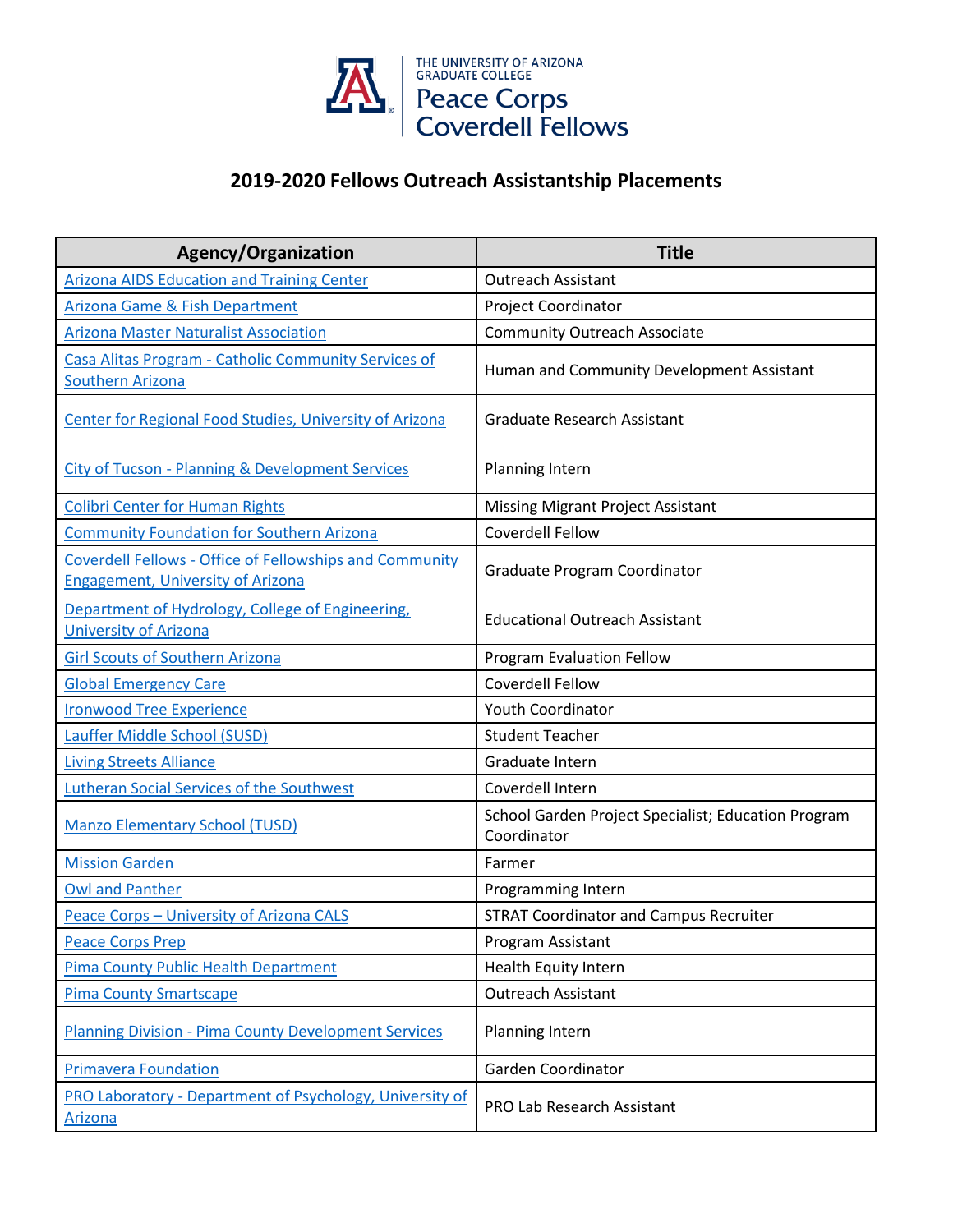THE UNIVERSITY OF ARIZONA
GRADUATE COLLEGE
Peace Corps
Coverdell Fellows

# 2019-2020 Fellows Outreach Assistantship Placements

| Agency/Organization | Title |
|---|---|
| Arizona AIDS Education and Training Center | Outreach Assistant |
| Arizona Game & Fish Department | Project Coordinator |
| Arizona Master Naturalist Association | Community Outreach Associate |
| Casa Alitas Program - Catholic Community Services of Southern Arizona | Human and Community Development Assistant |
| Center for Regional Food Studies, University of Arizona | Graduate Research Assistant |
| City of Tucson - Planning & Development Services | Planning Intern |
| Colibri Center for Human Rights | Missing Migrant Project Assistant |
| Community Foundation for Southern Arizona | Coverdell Fellow |
| Coverdell Fellows - Office of Fellowships and Community Engagement, University of Arizona | Graduate Program Coordinator |
| Department of Hydrology, College of Engineering, University of Arizona | Educational Outreach Assistant |
| Girl Scouts of Southern Arizona | Program Evaluation Fellow |
| Global Emergency Care | Coverdell Fellow |
| Ironwood Tree Experience | Youth Coordinator |
| Lauffer Middle School (SUSD) | Student Teacher |
| Living Streets Alliance | Graduate Intern |
| Lutheran Social Services of the Southwest | Coverdell Intern |
| Manzo Elementary School (TUSD) | School Garden Project Specialist; Education Program Coordinator |
| Mission Garden | Farmer |
| Owl and Panther | Programming Intern |
| Peace Corps – University of Arizona CALS | STRAT Coordinator and Campus Recruiter |
| Peace Corps Prep | Program Assistant |
| Pima County Public Health Department | Health Equity Intern |
| Pima County Smartscape | Outreach Assistant |
| Planning Division - Pima County Development Services | Planning Intern |
| Primavera Foundation | Garden Coordinator |
| PRO Laboratory - Department of Psychology, University of Arizona | PRO Lab Research Assistant |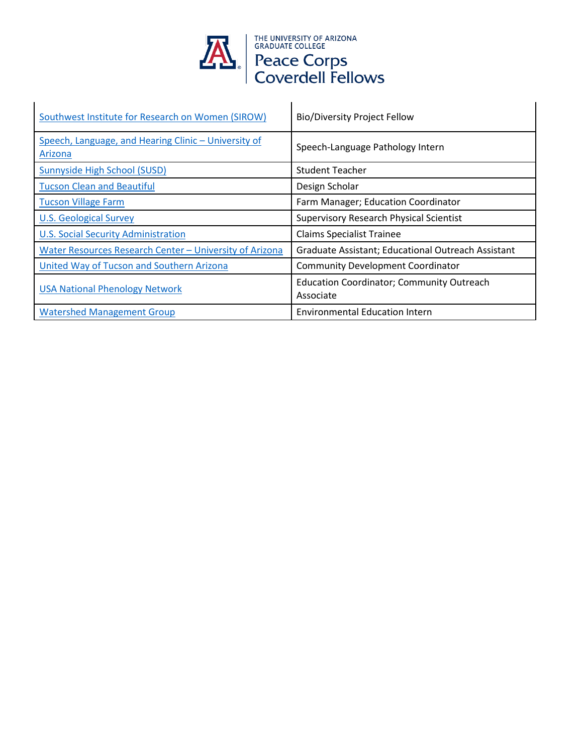| | |
|---|---|
| [Southwest Institute for Research on Women (SIROW)]() | Bio/Diversity Project Fellow |
| [Speech, Language, and Hearing Clinic – University of Arizona]() | Speech-Language Pathology Intern |
| [Sunnyside High School (SUSD)]() | Student Teacher |
| [Tucson Clean and Beautiful]() | Design Scholar |
| [Tucson Village Farm]() | Farm Manager; Education Coordinator |
| [U.S. Geological Survey]() | Supervisory Research Physical Scientist |
| [U.S. Social Security Administration]() | Claims Specialist Trainee |
| [Water Resources Research Center – University of Arizona]() | Graduate Assistant; Educational Outreach Assistant |
| [United Way of Tucson and Southern Arizona]() | Community Development Coordinator |
| [USA National Phenology Network]() | Education Coordinator; Community Outreach Associate |
| [Watershed Management Group]() | Environmental Education Intern |